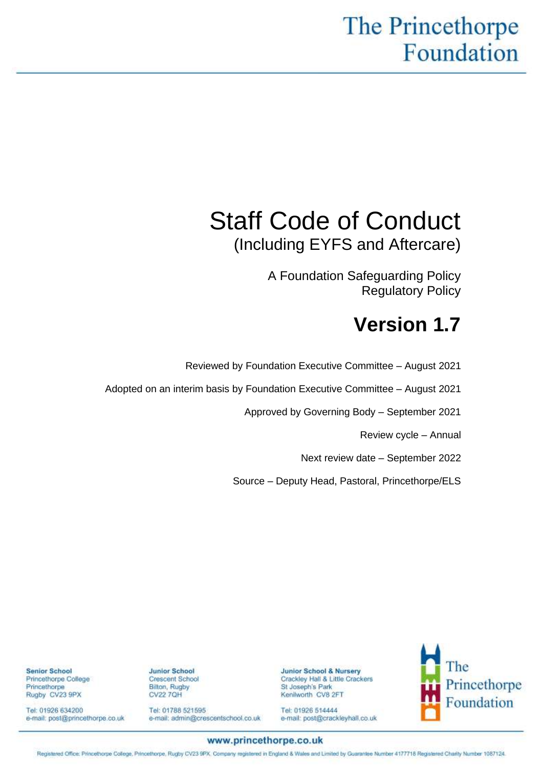The Princethorpe Foundation

# Staff Code of Conduct

(Including EYFS and Aftercare)

A Foundation Safeguarding Policy
Regulatory Policy

## Version 1.7

Reviewed by Foundation Executive Committee – August 2021

Adopted on an interim basis by Foundation Executive Committee – August 2021

Approved by Governing Body – September 2021

Review cycle – Annual

Next review date – September 2022

Source – Deputy Head, Pastoral, Princethorpe/ELS

**Senior School**
Princethorpe College
Princethorpe
Rugby CV23 9PX

Tel: 01926 634200
e-mail: post@princethorpe.co.uk

**Junior School**
Crescent School
Bilton, Rugby
CV22 7QH

Tel: 01788 521595
e-mail: admin@crescentschool.co.uk

**Junior School & Nursery**
Crackley Hall & Little Crackers
St Joseph's Park
Kenilworth CV8 2FT

Tel: 01926 514444
e-mail: post@crackleyhall.co.uk

The Princethorpe Foundation

**www.princethorpe.co.uk**

Registered Office: Princethorpe College, Princethorpe, Rugby CV23 9PX. Company registered in England & Wales and Limited by Guarantee Number 4177718 Registered Charity Number 1087124.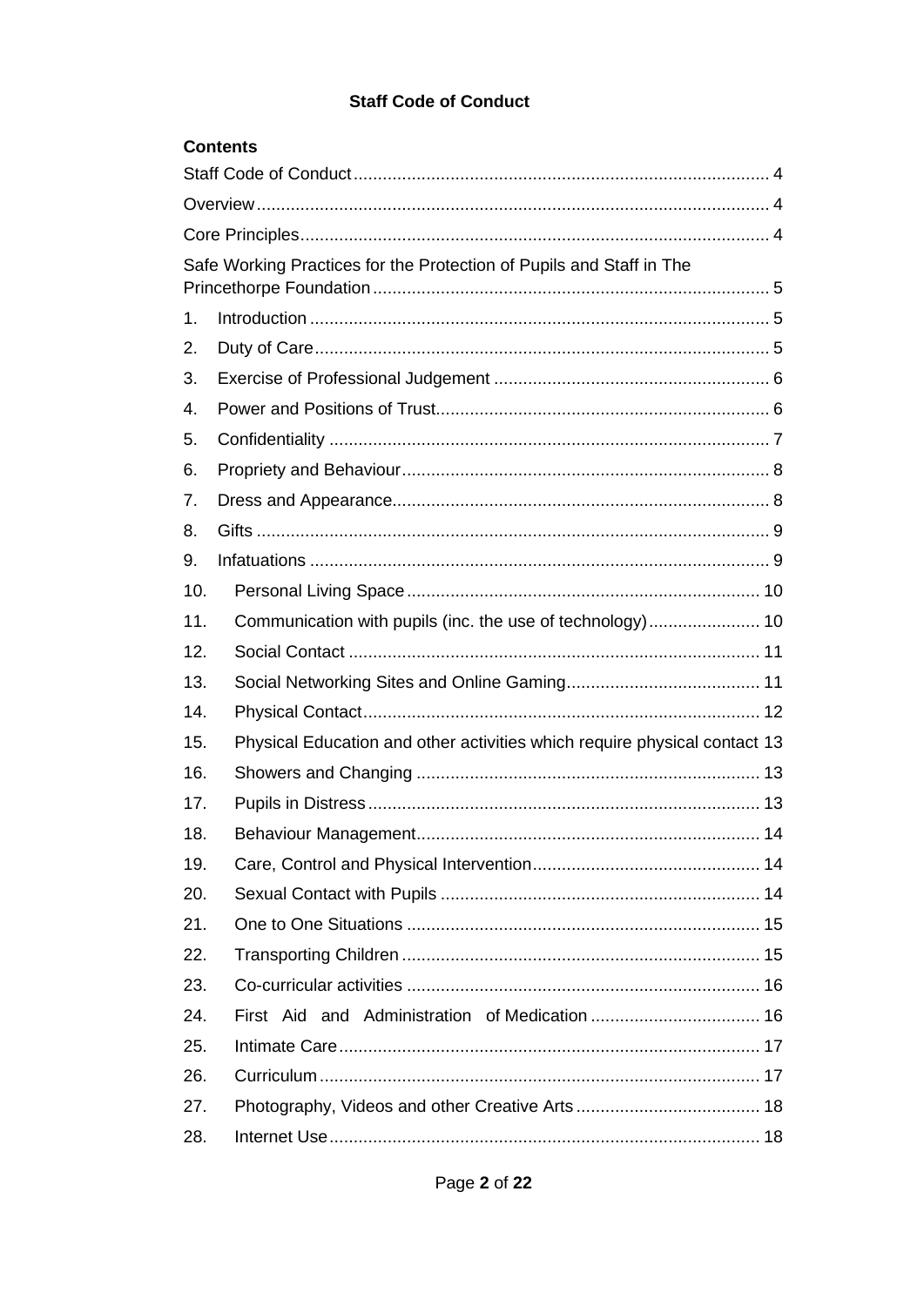**Staff Code of Conduct**

## Contents

Staff Code of Conduct ..... 4

Overview ..... 4

Core Principles ..... 4

Safe Working Practices for the Protection of Pupils and Staff in The Princethorpe Foundation ..... 5

1. Introduction ..... 5
2. Duty of Care ..... 5
3. Exercise of Professional Judgement ..... 6
4. Power and Positions of Trust ..... 6
5. Confidentiality ..... 7
6. Propriety and Behaviour ..... 8
7. Dress and Appearance ..... 8
8. Gifts ..... 9
9. Infatuations ..... 9
10. Personal Living Space ..... 10
11. Communication with pupils (inc. the use of technology) ..... 10
12. Social Contact ..... 11
13. Social Networking Sites and Online Gaming ..... 11
14. Physical Contact ..... 12
15. Physical Education and other activities which require physical contact 13
16. Showers and Changing ..... 13
17. Pupils in Distress ..... 13
18. Behaviour Management ..... 14
19. Care, Control and Physical Intervention ..... 14
20. Sexual Contact with Pupils ..... 14
21. One to One Situations ..... 15
22. Transporting Children ..... 15
23. Co-curricular activities ..... 16
24. First Aid and Administration of Medication ..... 16
25. Intimate Care ..... 17
26. Curriculum ..... 17
27. Photography, Videos and other Creative Arts ..... 18
28. Internet Use ..... 18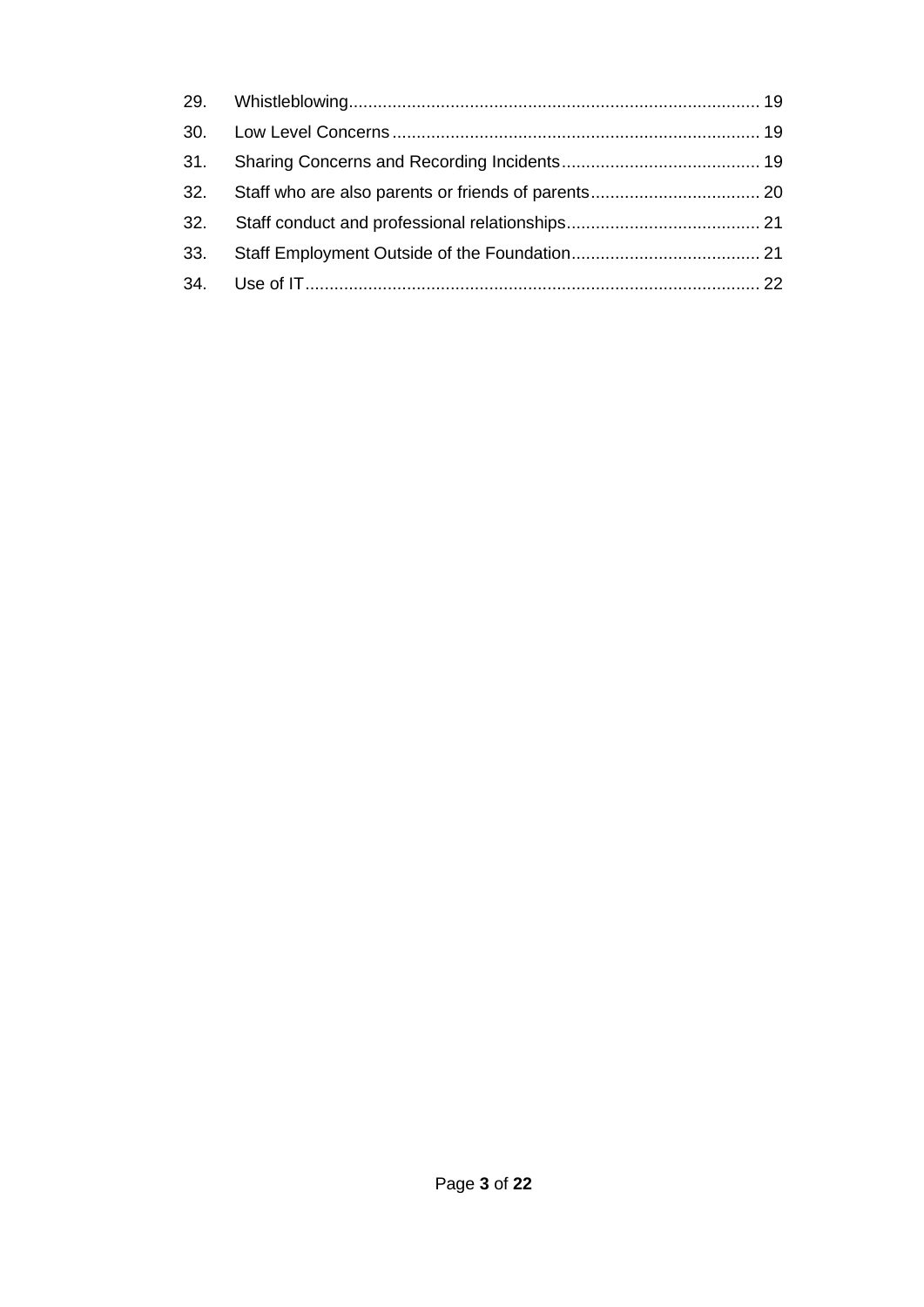29. Whistleblowing.................................................................................... 19
30. Low Level Concerns ........................................................................... 19
31. Sharing Concerns and Recording Incidents......................................... 19
32. Staff who are also parents or friends of parents................................... 20
32. Staff conduct and professional relationships........................................ 21
33. Staff Employment Outside of the Foundation....................................... 21
34. Use of IT............................................................................................ 22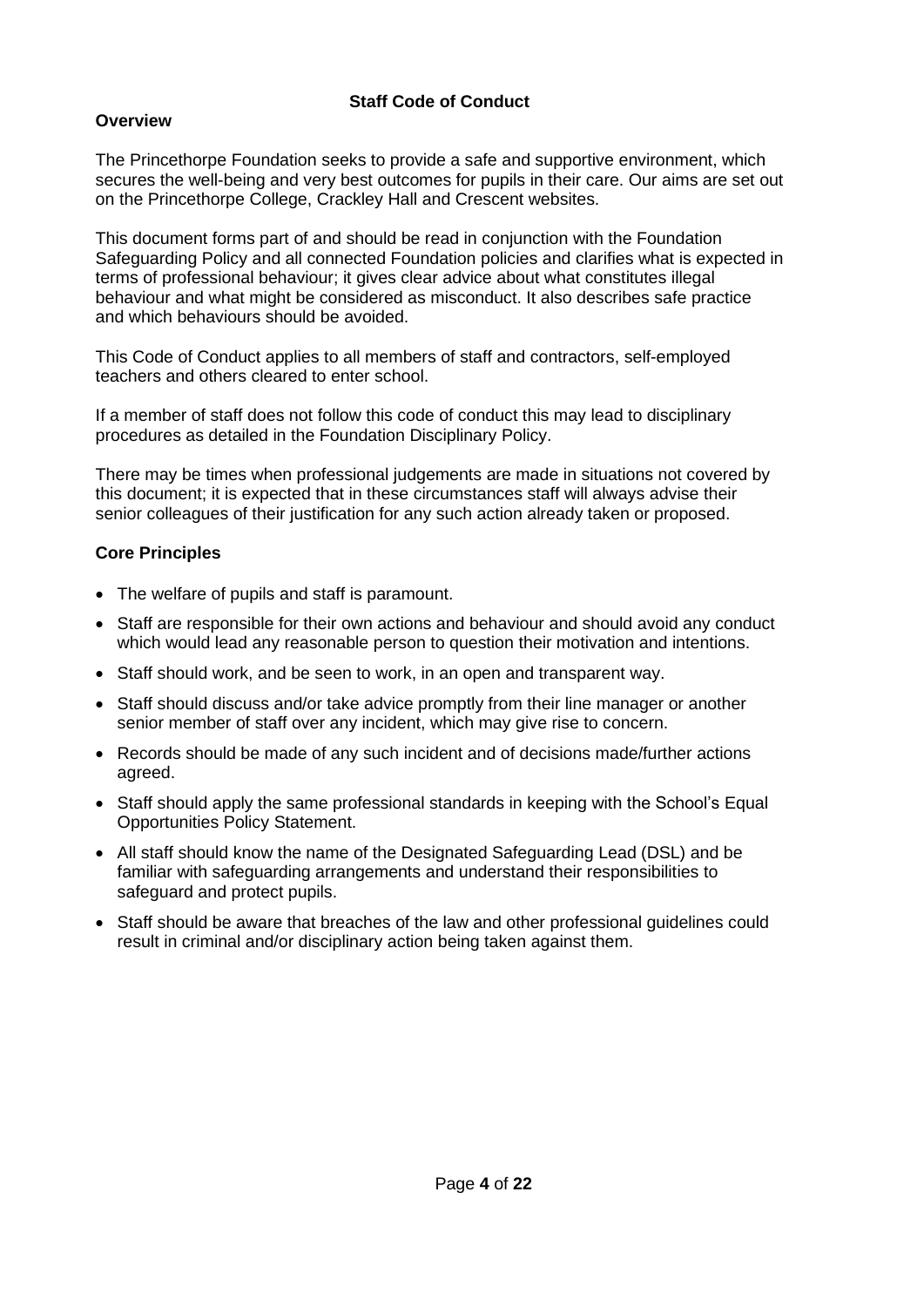# Staff Code of Conduct

## Overview

The Princethorpe Foundation seeks to provide a safe and supportive environment, which secures the well-being and very best outcomes for pupils in their care. Our aims are set out on the Princethorpe College, Crackley Hall and Crescent websites.

This document forms part of and should be read in conjunction with the Foundation Safeguarding Policy and all connected Foundation policies and clarifies what is expected in terms of professional behaviour; it gives clear advice about what constitutes illegal behaviour and what might be considered as misconduct. It also describes safe practice and which behaviours should be avoided.

This Code of Conduct applies to all members of staff and contractors, self-employed teachers and others cleared to enter school.

If a member of staff does not follow this code of conduct this may lead to disciplinary procedures as detailed in the Foundation Disciplinary Policy.

There may be times when professional judgements are made in situations not covered by this document; it is expected that in these circumstances staff will always advise their senior colleagues of their justification for any such action already taken or proposed.

## Core Principles

- The welfare of pupils and staff is paramount.
- Staff are responsible for their own actions and behaviour and should avoid any conduct which would lead any reasonable person to question their motivation and intentions.
- Staff should work, and be seen to work, in an open and transparent way.
- Staff should discuss and/or take advice promptly from their line manager or another senior member of staff over any incident, which may give rise to concern.
- Records should be made of any such incident and of decisions made/further actions agreed.
- Staff should apply the same professional standards in keeping with the School's Equal Opportunities Policy Statement.
- All staff should know the name of the Designated Safeguarding Lead (DSL) and be familiar with safeguarding arrangements and understand their responsibilities to safeguard and protect pupils.
- Staff should be aware that breaches of the law and other professional guidelines could result in criminal and/or disciplinary action being taken against them.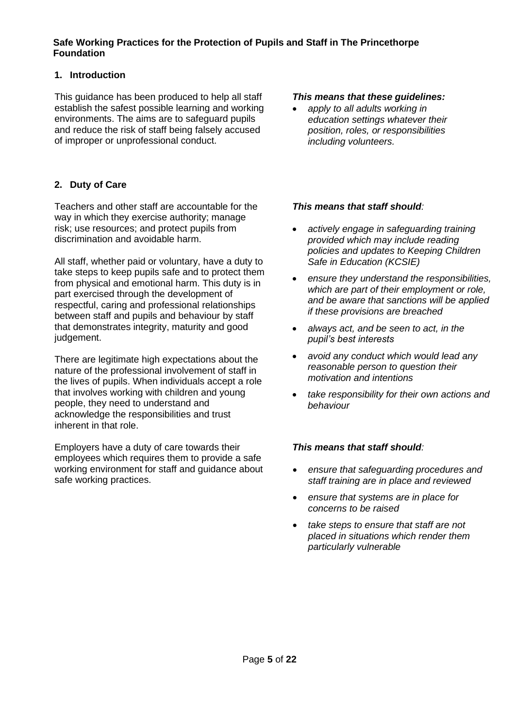**Safe Working Practices for the Protection of Pupils and Staff in The Princethorpe Foundation**

## 1. Introduction

This guidance has been produced to help all staff establish the safest possible learning and working environments. The aims are to safeguard pupils and reduce the risk of staff being falsely accused of improper or unprofessional conduct.

***This means that these guidelines:***

- *apply to all adults working in education settings whatever their position, roles, or responsibilities including volunteers.*

## 2. Duty of Care

Teachers and other staff are accountable for the way in which they exercise authority; manage risk; use resources; and protect pupils from discrimination and avoidable harm.

All staff, whether paid or voluntary, have a duty to take steps to keep pupils safe and to protect them from physical and emotional harm. This duty is in part exercised through the development of respectful, caring and professional relationships between staff and pupils and behaviour by staff that demonstrates integrity, maturity and good judgement.

There are legitimate high expectations about the nature of the professional involvement of staff in the lives of pupils. When individuals accept a role that involves working with children and young people, they need to understand and acknowledge the responsibilities and trust inherent in that role.

***This means that staff should:***

- *actively engage in safeguarding training provided which may include reading policies and updates to Keeping Children Safe in Education (KCSIE)*
- *ensure they understand the responsibilities, which are part of their employment or role, and be aware that sanctions will be applied if these provisions are breached*
- *always act, and be seen to act, in the pupil's best interests*
- *avoid any conduct which would lead any reasonable person to question their motivation and intentions*
- *take responsibility for their own actions and behaviour*

Employers have a duty of care towards their employees which requires them to provide a safe working environment for staff and guidance about safe working practices.

***This means that staff should:***

- *ensure that safeguarding procedures and staff training are in place and reviewed*
- *ensure that systems are in place for concerns to be raised*
- *take steps to ensure that staff are not placed in situations which render them particularly vulnerable*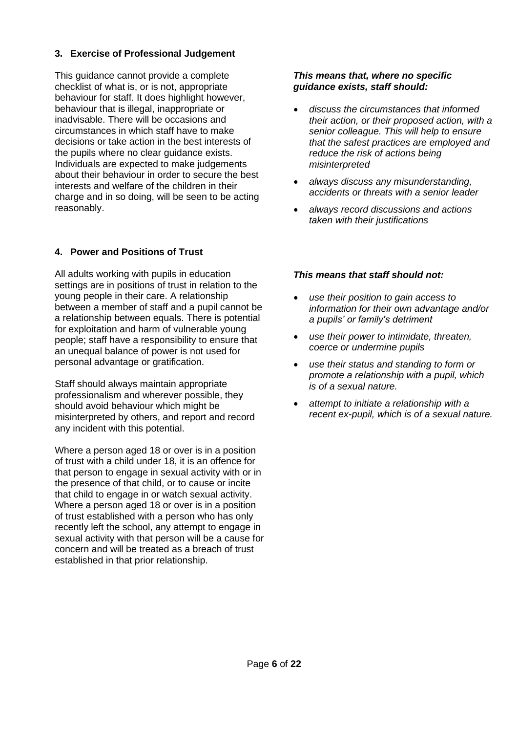### 3. Exercise of Professional Judgement

This guidance cannot provide a complete checklist of what is, or is not, appropriate behaviour for staff. It does highlight however, behaviour that is illegal, inappropriate or inadvisable. There will be occasions and circumstances in which staff have to make decisions or take action in the best interests of the pupils where no clear guidance exists. Individuals are expected to make judgements about their behaviour in order to secure the best interests and welfare of the children in their charge and in so doing, will be seen to be acting reasonably.

***This means that, where no specific guidance exists, staff should:***

- *discuss the circumstances that informed their action, or their proposed action, with a senior colleague. This will help to ensure that the safest practices are employed and reduce the risk of actions being misinterpreted*
- *always discuss any misunderstanding, accidents or threats with a senior leader*
- *always record discussions and actions taken with their justifications*

### 4. Power and Positions of Trust

All adults working with pupils in education settings are in positions of trust in relation to the young people in their care. A relationship between a member of staff and a pupil cannot be a relationship between equals. There is potential for exploitation and harm of vulnerable young people; staff have a responsibility to ensure that an unequal balance of power is not used for personal advantage or gratification.

Staff should always maintain appropriate professionalism and wherever possible, they should avoid behaviour which might be misinterpreted by others, and report and record any incident with this potential.

Where a person aged 18 or over is in a position of trust with a child under 18, it is an offence for that person to engage in sexual activity with or in the presence of that child, or to cause or incite that child to engage in or watch sexual activity. Where a person aged 18 or over is in a position of trust established with a person who has only recently left the school, any attempt to engage in sexual activity with that person will be a cause for concern and will be treated as a breach of trust established in that prior relationship.

***This means that staff should not:***

- *use their position to gain access to information for their own advantage and/or a pupils' or family's detriment*
- *use their power to intimidate, threaten, coerce or undermine pupils*
- *use their status and standing to form or promote a relationship with a pupil, which is of a sexual nature.*
- *attempt to initiate a relationship with a recent ex-pupil, which is of a sexual nature.*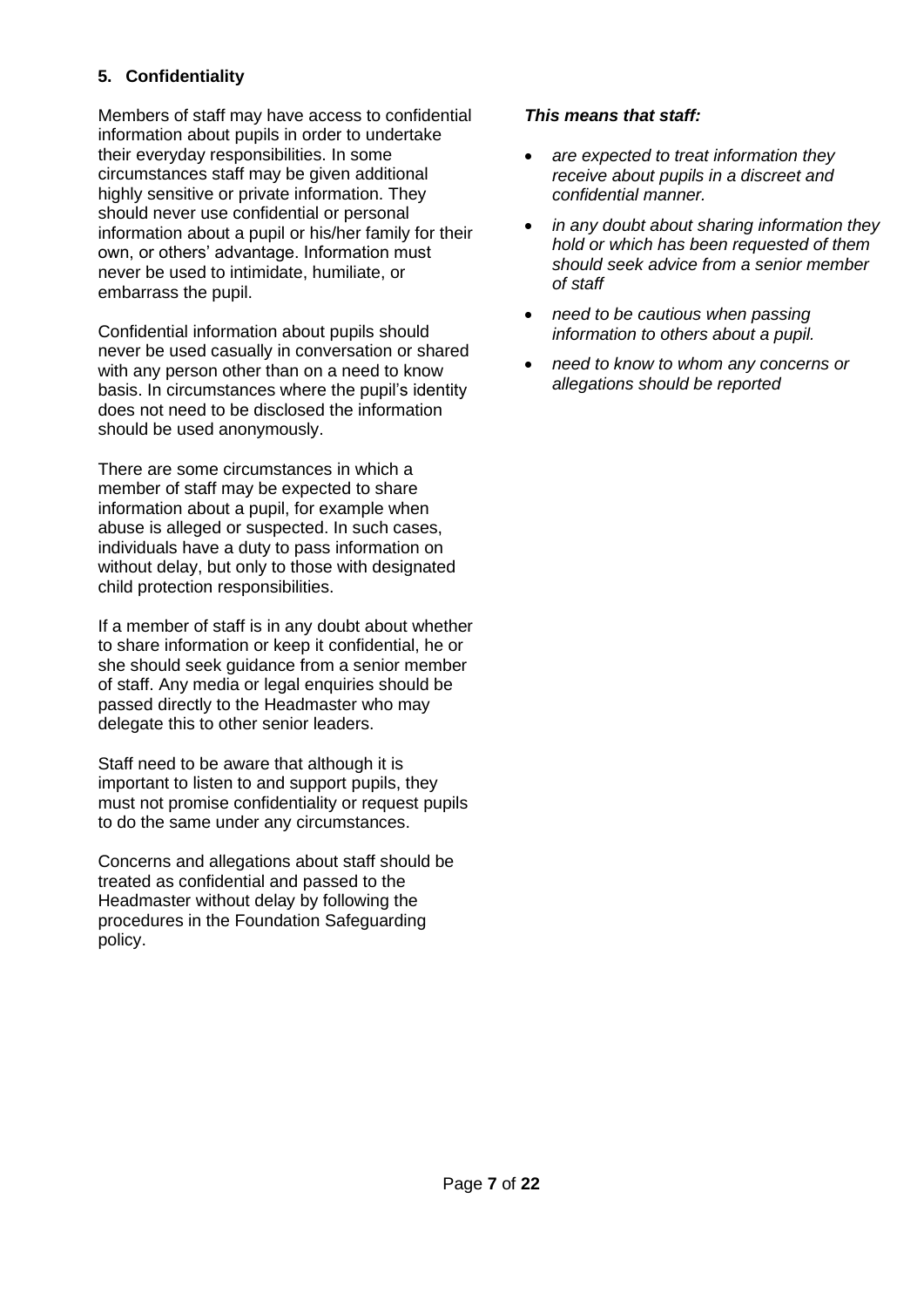## 5. Confidentiality

Members of staff may have access to confidential information about pupils in order to undertake their everyday responsibilities. In some circumstances staff may be given additional highly sensitive or private information. They should never use confidential or personal information about a pupil or his/her family for their own, or others' advantage. Information must never be used to intimidate, humiliate, or embarrass the pupil.

Confidential information about pupils should never be used casually in conversation or shared with any person other than on a need to know basis. In circumstances where the pupil's identity does not need to be disclosed the information should be used anonymously.

There are some circumstances in which a member of staff may be expected to share information about a pupil, for example when abuse is alleged or suspected. In such cases, individuals have a duty to pass information on without delay, but only to those with designated child protection responsibilities.

If a member of staff is in any doubt about whether to share information or keep it confidential, he or she should seek guidance from a senior member of staff. Any media or legal enquiries should be passed directly to the Headmaster who may delegate this to other senior leaders.

Staff need to be aware that although it is important to listen to and support pupils, they must not promise confidentiality or request pupils to do the same under any circumstances.

Concerns and allegations about staff should be treated as confidential and passed to the Headmaster without delay by following the procedures in the Foundation Safeguarding policy.

***This means that staff:***

- *are expected to treat information they receive about pupils in a discreet and confidential manner.*
- *in any doubt about sharing information they hold or which has been requested of them should seek advice from a senior member of staff*
- *need to be cautious when passing information to others about a pupil.*
- *need to know to whom any concerns or allegations should be reported*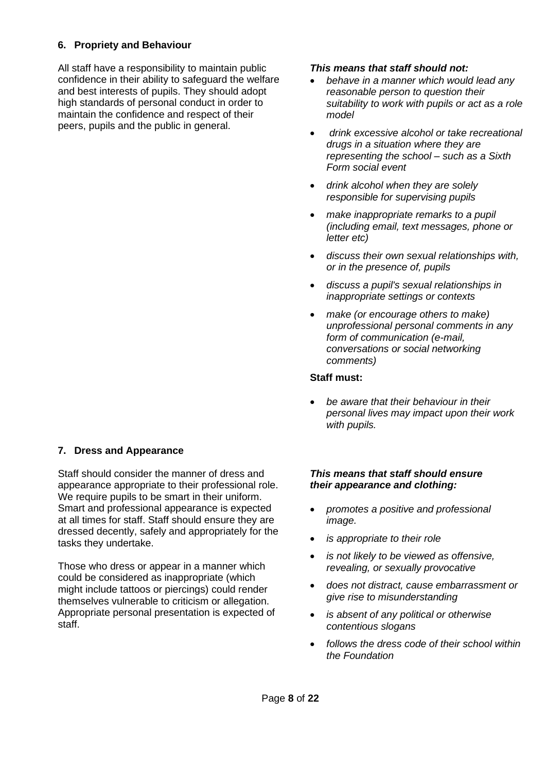### 6. Propriety and Behaviour

All staff have a responsibility to maintain public confidence in their ability to safeguard the welfare and best interests of pupils. They should adopt high standards of personal conduct in order to maintain the confidence and respect of their peers, pupils and the public in general.

***This means that staff should not:***

- *behave in a manner which would lead any reasonable person to question their suitability to work with pupils or act as a role model*
- *drink excessive alcohol or take recreational drugs in a situation where they are representing the school – such as a Sixth Form social event*
- *drink alcohol when they are solely responsible for supervising pupils*
- *make inappropriate remarks to a pupil (including email, text messages, phone or letter etc)*
- *discuss their own sexual relationships with, or in the presence of, pupils*
- *discuss a pupil's sexual relationships in inappropriate settings or contexts*
- *make (or encourage others to make) unprofessional personal comments in any form of communication (e-mail, conversations or social networking comments)*

**Staff must:**

- *be aware that their behaviour in their personal lives may impact upon their work with pupils.*

### 7. Dress and Appearance

Staff should consider the manner of dress and appearance appropriate to their professional role. We require pupils to be smart in their uniform. Smart and professional appearance is expected at all times for staff. Staff should ensure they are dressed decently, safely and appropriately for the tasks they undertake.

Those who dress or appear in a manner which could be considered as inappropriate (which might include tattoos or piercings) could render themselves vulnerable to criticism or allegation. Appropriate personal presentation is expected of staff.

***This means that staff should ensure their appearance and clothing:***

- *promotes a positive and professional image.*
- *is appropriate to their role*
- *is not likely to be viewed as offensive, revealing, or sexually provocative*
- *does not distract, cause embarrassment or give rise to misunderstanding*
- *is absent of any political or otherwise contentious slogans*
- *follows the dress code of their school within the Foundation*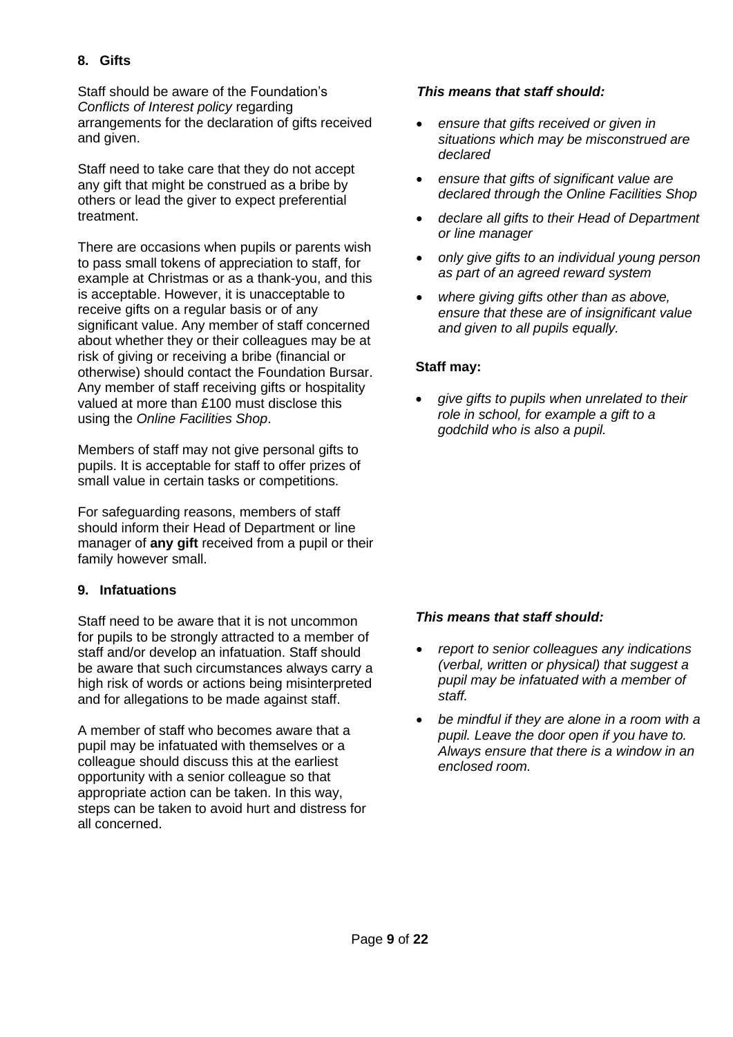## 8. Gifts

Staff should be aware of the Foundation's *Conflicts of Interest policy* regarding arrangements for the declaration of gifts received and given.

Staff need to take care that they do not accept any gift that might be construed as a bribe by others or lead the giver to expect preferential treatment.

There are occasions when pupils or parents wish to pass small tokens of appreciation to staff, for example at Christmas or as a thank-you, and this is acceptable. However, it is unacceptable to receive gifts on a regular basis or of any significant value. Any member of staff concerned about whether they or their colleagues may be at risk of giving or receiving a bribe (financial or otherwise) should contact the Foundation Bursar. Any member of staff receiving gifts or hospitality valued at more than £100 must disclose this using the *Online Facilities Shop*.

Members of staff may not give personal gifts to pupils. It is acceptable for staff to offer prizes of small value in certain tasks or competitions.

For safeguarding reasons, members of staff should inform their Head of Department or line manager of **any gift** received from a pupil or their family however small.

***This means that staff should:***

- *ensure that gifts received or given in situations which may be misconstrued are declared*
- *ensure that gifts of significant value are declared through the Online Facilities Shop*
- *declare all gifts to their Head of Department or line manager*
- *only give gifts to an individual young person as part of an agreed reward system*
- *where giving gifts other than as above, ensure that these are of insignificant value and given to all pupils equally.*

**Staff may:**

- *give gifts to pupils when unrelated to their role in school, for example a gift to a godchild who is also a pupil.*

## 9. Infatuations

Staff need to be aware that it is not uncommon for pupils to be strongly attracted to a member of staff and/or develop an infatuation. Staff should be aware that such circumstances always carry a high risk of words or actions being misinterpreted and for allegations to be made against staff.

A member of staff who becomes aware that a pupil may be infatuated with themselves or a colleague should discuss this at the earliest opportunity with a senior colleague so that appropriate action can be taken. In this way, steps can be taken to avoid hurt and distress for all concerned.

***This means that staff should:***

- *report to senior colleagues any indications (verbal, written or physical) that suggest a pupil may be infatuated with a member of staff.*
- *be mindful if they are alone in a room with a pupil. Leave the door open if you have to. Always ensure that there is a window in an enclosed room.*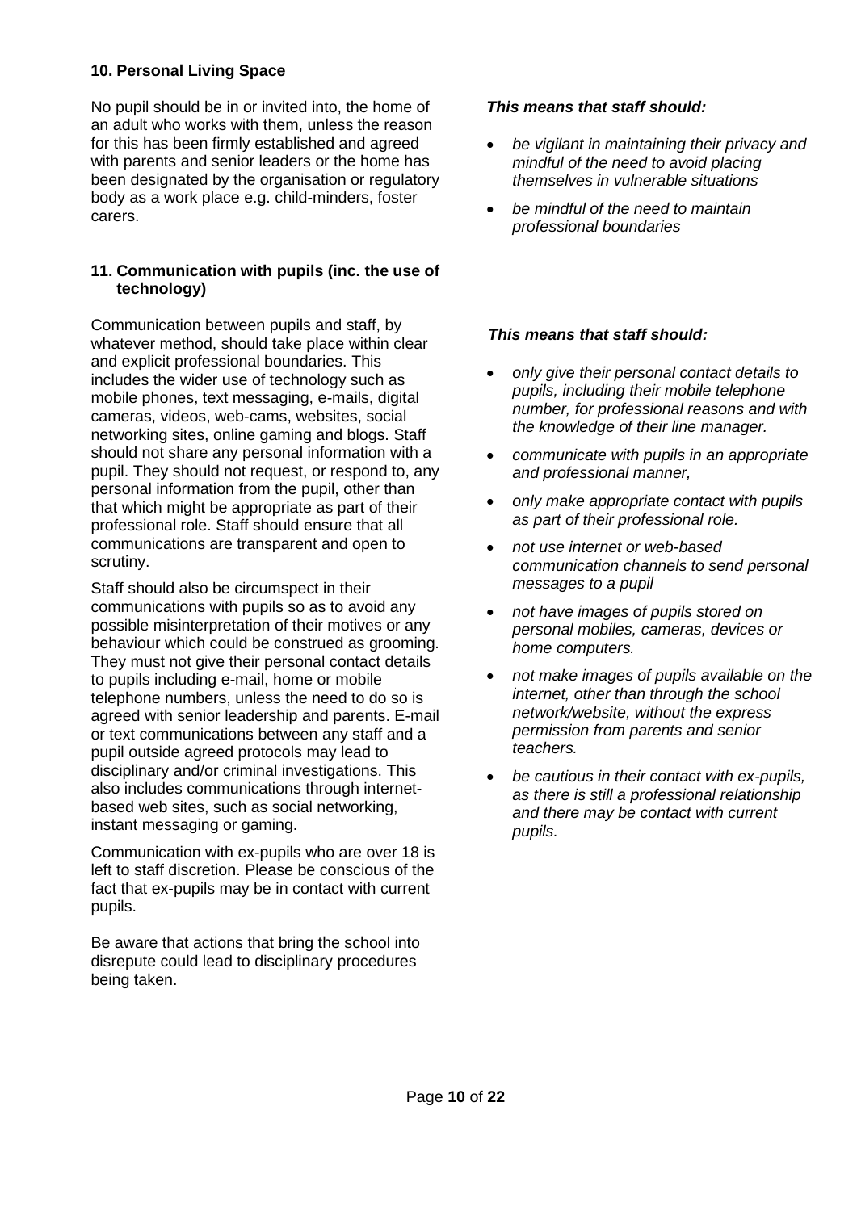### 10. Personal Living Space

No pupil should be in or invited into, the home of an adult who works with them, unless the reason for this has been firmly established and agreed with parents and senior leaders or the home has been designated by the organisation or regulatory body as a work place e.g. child-minders, foster carers.

***This means that staff should:***

- *be vigilant in maintaining their privacy and mindful of the need to avoid placing themselves in vulnerable situations*
- *be mindful of the need to maintain professional boundaries*

### 11. Communication with pupils (inc. the use of technology)

Communication between pupils and staff, by whatever method, should take place within clear and explicit professional boundaries. This includes the wider use of technology such as mobile phones, text messaging, e-mails, digital cameras, videos, web-cams, websites, social networking sites, online gaming and blogs. Staff should not share any personal information with a pupil. They should not request, or respond to, any personal information from the pupil, other than that which might be appropriate as part of their professional role. Staff should ensure that all communications are transparent and open to scrutiny.

Staff should also be circumspect in their communications with pupils so as to avoid any possible misinterpretation of their motives or any behaviour which could be construed as grooming. They must not give their personal contact details to pupils including e-mail, home or mobile telephone numbers, unless the need to do so is agreed with senior leadership and parents. E-mail or text communications between any staff and a pupil outside agreed protocols may lead to disciplinary and/or criminal investigations. This also includes communications through internet-based web sites, such as social networking, instant messaging or gaming.

Communication with ex-pupils who are over 18 is left to staff discretion. Please be conscious of the fact that ex-pupils may be in contact with current pupils.

Be aware that actions that bring the school into disrepute could lead to disciplinary procedures being taken.

***This means that staff should:***

- *only give their personal contact details to pupils, including their mobile telephone number, for professional reasons and with the knowledge of their line manager.*
- *communicate with pupils in an appropriate and professional manner,*
- *only make appropriate contact with pupils as part of their professional role.*
- *not use internet or web-based communication channels to send personal messages to a pupil*
- *not have images of pupils stored on personal mobiles, cameras, devices or home computers.*
- *not make images of pupils available on the internet, other than through the school network/website, without the express permission from parents and senior teachers.*
- *be cautious in their contact with ex-pupils, as there is still a professional relationship and there may be contact with current pupils.*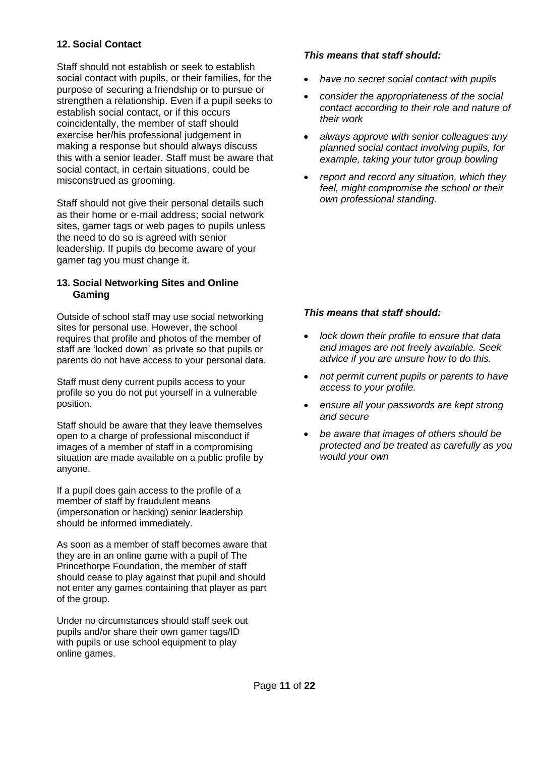## 12. Social Contact

Staff should not establish or seek to establish social contact with pupils, or their families, for the purpose of securing a friendship or to pursue or strengthen a relationship. Even if a pupil seeks to establish social contact, or if this occurs coincidentally, the member of staff should exercise her/his professional judgement in making a response but should always discuss this with a senior leader. Staff must be aware that social contact, in certain situations, could be misconstrued as grooming.

Staff should not give their personal details such as their home or e-mail address; social network sites, gamer tags or web pages to pupils unless the need to do so is agreed with senior leadership. If pupils do become aware of your gamer tag you must change it.

***This means that staff should:***

- *have no secret social contact with pupils*
- *consider the appropriateness of the social contact according to their role and nature of their work*
- *always approve with senior colleagues any planned social contact involving pupils, for example, taking your tutor group bowling*
- *report and record any situation, which they feel, might compromise the school or their own professional standing.*

## 13. Social Networking Sites and Online Gaming

Outside of school staff may use social networking sites for personal use. However, the school requires that profile and photos of the member of staff are 'locked down' as private so that pupils or parents do not have access to your personal data.

Staff must deny current pupils access to your profile so you do not put yourself in a vulnerable position.

Staff should be aware that they leave themselves open to a charge of professional misconduct if images of a member of staff in a compromising situation are made available on a public profile by anyone.

If a pupil does gain access to the profile of a member of staff by fraudulent means (impersonation or hacking) senior leadership should be informed immediately.

As soon as a member of staff becomes aware that they are in an online game with a pupil of The Princethorpe Foundation, the member of staff should cease to play against that pupil and should not enter any games containing that player as part of the group.

Under no circumstances should staff seek out pupils and/or share their own gamer tags/ID with pupils or use school equipment to play online games.

***This means that staff should:***

- *lock down their profile to ensure that data and images are not freely available. Seek advice if you are unsure how to do this.*
- *not permit current pupils or parents to have access to your profile.*
- *ensure all your passwords are kept strong and secure*
- *be aware that images of others should be protected and be treated as carefully as you would your own*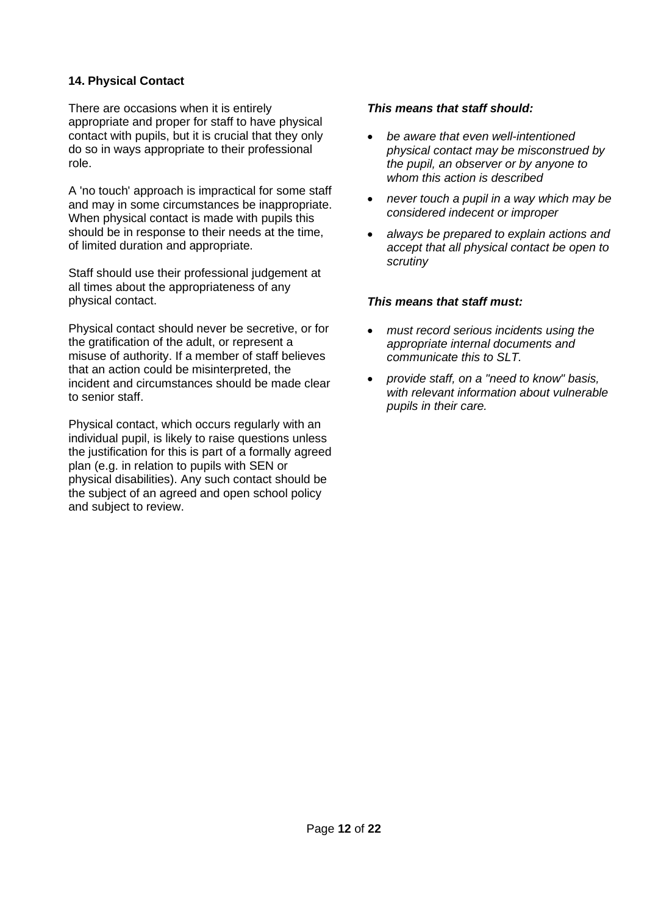**14. Physical Contact**

There are occasions when it is entirely appropriate and proper for staff to have physical contact with pupils, but it is crucial that they only do so in ways appropriate to their professional role.

A 'no touch' approach is impractical for some staff and may in some circumstances be inappropriate. When physical contact is made with pupils this should be in response to their needs at the time, of limited duration and appropriate.

Staff should use their professional judgement at all times about the appropriateness of any physical contact.

Physical contact should never be secretive, or for the gratification of the adult, or represent a misuse of authority. If a member of staff believes that an action could be misinterpreted, the incident and circumstances should be made clear to senior staff.

Physical contact, which occurs regularly with an individual pupil, is likely to raise questions unless the justification for this is part of a formally agreed plan (e.g. in relation to pupils with SEN or physical disabilities). Any such contact should be the subject of an agreed and open school policy and subject to review.

***This means that staff should:***

- *be aware that even well-intentioned physical contact may be misconstrued by the pupil, an observer or by anyone to whom this action is described*
- *never touch a pupil in a way which may be considered indecent or improper*
- *always be prepared to explain actions and accept that all physical contact be open to scrutiny*

***This means that staff must:***

- *must record serious incidents using the appropriate internal documents and communicate this to SLT.*
- *provide staff, on a "need to know" basis, with relevant information about vulnerable pupils in their care.*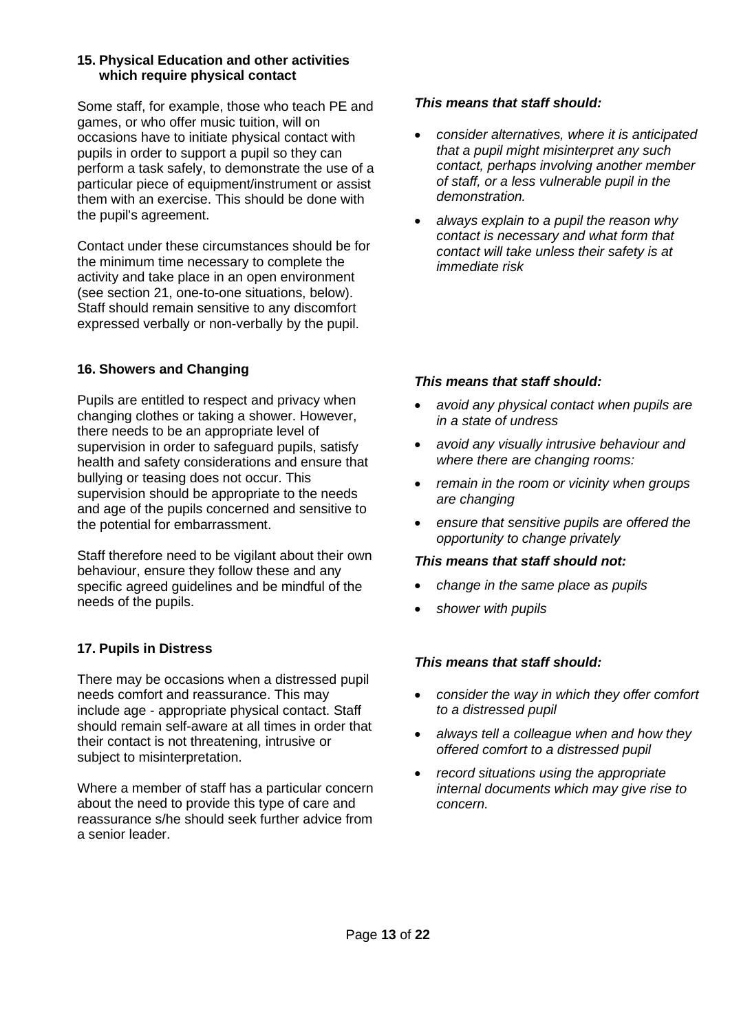### 15. Physical Education and other activities which require physical contact

Some staff, for example, those who teach PE and games, or who offer music tuition, will on occasions have to initiate physical contact with pupils in order to support a pupil so they can perform a task safely, to demonstrate the use of a particular piece of equipment/instrument or assist them with an exercise. This should be done with the pupil's agreement.

Contact under these circumstances should be for the minimum time necessary to complete the activity and take place in an open environment (see section 21, one-to-one situations, below). Staff should remain sensitive to any discomfort expressed verbally or non-verbally by the pupil.

***This means that staff should:***

- *consider alternatives, where it is anticipated that a pupil might misinterpret any such contact, perhaps involving another member of staff, or a less vulnerable pupil in the demonstration.*
- *always explain to a pupil the reason why contact is necessary and what form that contact will take unless their safety is at immediate risk*

### 16. Showers and Changing

Pupils are entitled to respect and privacy when changing clothes or taking a shower. However, there needs to be an appropriate level of supervision in order to safeguard pupils, satisfy health and safety considerations and ensure that bullying or teasing does not occur. This supervision should be appropriate to the needs and age of the pupils concerned and sensitive to the potential for embarrassment.

Staff therefore need to be vigilant about their own behaviour, ensure they follow these and any specific agreed guidelines and be mindful of the needs of the pupils.

***This means that staff should:***

- *avoid any physical contact when pupils are in a state of undress*
- *avoid any visually intrusive behaviour and where there are changing rooms:*
- *remain in the room or vicinity when groups are changing*
- *ensure that sensitive pupils are offered the opportunity to change privately*

***This means that staff should not:***

- *change in the same place as pupils*
- *shower with pupils*

### 17. Pupils in Distress

There may be occasions when a distressed pupil needs comfort and reassurance. This may include age - appropriate physical contact. Staff should remain self-aware at all times in order that their contact is not threatening, intrusive or subject to misinterpretation.

Where a member of staff has a particular concern about the need to provide this type of care and reassurance s/he should seek further advice from a senior leader.

***This means that staff should:***

- *consider the way in which they offer comfort to a distressed pupil*
- *always tell a colleague when and how they offered comfort to a distressed pupil*
- *record situations using the appropriate internal documents which may give rise to concern.*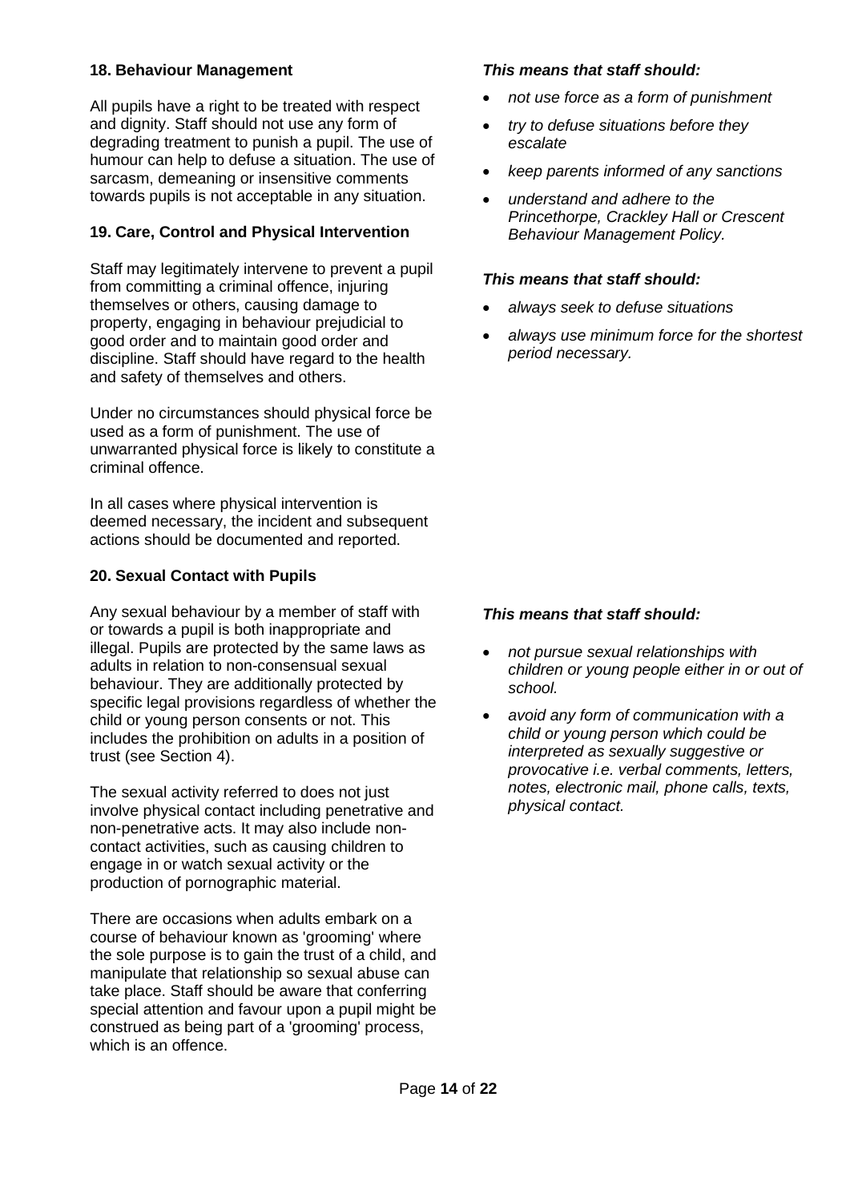### 18. Behaviour Management

All pupils have a right to be treated with respect and dignity. Staff should not use any form of degrading treatment to punish a pupil. The use of humour can help to defuse a situation. The use of sarcasm, demeaning or insensitive comments towards pupils is not acceptable in any situation.

***This means that staff should:***

- *not use force as a form of punishment*
- *try to defuse situations before they escalate*
- *keep parents informed of any sanctions*
- *understand and adhere to the Princethorpe, Crackley Hall or Crescent Behaviour Management Policy.*

### 19. Care, Control and Physical Intervention

Staff may legitimately intervene to prevent a pupil from committing a criminal offence, injuring themselves or others, causing damage to property, engaging in behaviour prejudicial to good order and to maintain good order and discipline. Staff should have regard to the health and safety of themselves and others.

Under no circumstances should physical force be used as a form of punishment. The use of unwarranted physical force is likely to constitute a criminal offence.

In all cases where physical intervention is deemed necessary, the incident and subsequent actions should be documented and reported.

***This means that staff should:***

- *always seek to defuse situations*
- *always use minimum force for the shortest period necessary.*

### 20. Sexual Contact with Pupils

Any sexual behaviour by a member of staff with or towards a pupil is both inappropriate and illegal. Pupils are protected by the same laws as adults in relation to non-consensual sexual behaviour. They are additionally protected by specific legal provisions regardless of whether the child or young person consents or not. This includes the prohibition on adults in a position of trust (see Section 4).

The sexual activity referred to does not just involve physical contact including penetrative and non-penetrative acts. It may also include non-contact activities, such as causing children to engage in or watch sexual activity or the production of pornographic material.

There are occasions when adults embark on a course of behaviour known as 'grooming' where the sole purpose is to gain the trust of a child, and manipulate that relationship so sexual abuse can take place. Staff should be aware that conferring special attention and favour upon a pupil might be construed as being part of a 'grooming' process, which is an offence.

***This means that staff should:***

- *not pursue sexual relationships with children or young people either in or out of school.*
- *avoid any form of communication with a child or young person which could be interpreted as sexually suggestive or provocative i.e. verbal comments, letters, notes, electronic mail, phone calls, texts, physical contact.*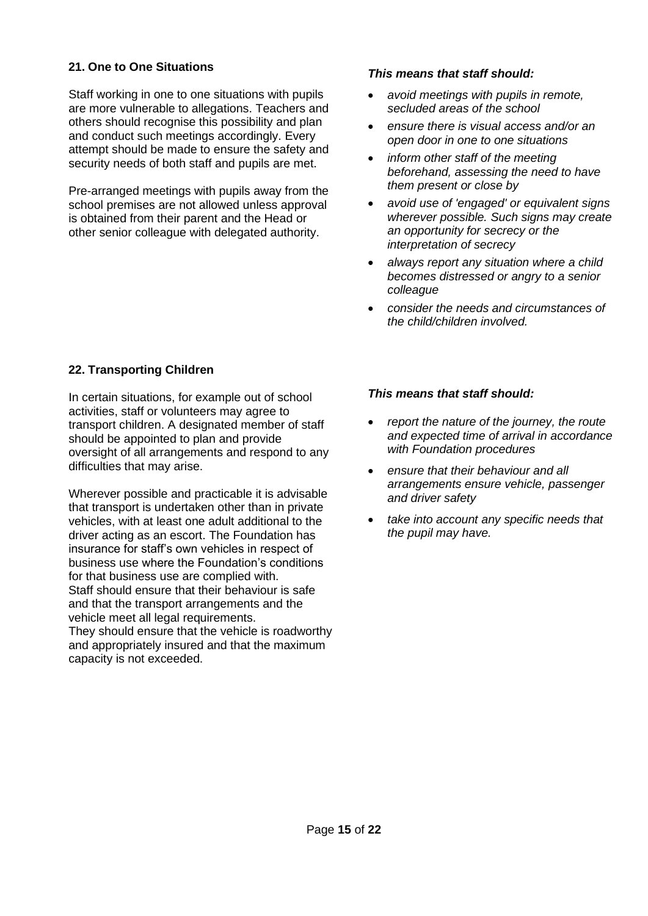**21. One to One Situations**

Staff working in one to one situations with pupils are more vulnerable to allegations. Teachers and others should recognise this possibility and plan and conduct such meetings accordingly. Every attempt should be made to ensure the safety and security needs of both staff and pupils are met.

Pre-arranged meetings with pupils away from the school premises are not allowed unless approval is obtained from their parent and the Head or other senior colleague with delegated authority.

***This means that staff should:***

- *avoid meetings with pupils in remote, secluded areas of the school*
- *ensure there is visual access and/or an open door in one to one situations*
- *inform other staff of the meeting beforehand, assessing the need to have them present or close by*
- *avoid use of 'engaged' or equivalent signs wherever possible. Such signs may create an opportunity for secrecy or the interpretation of secrecy*
- *always report any situation where a child becomes distressed or angry to a senior colleague*
- *consider the needs and circumstances of the child/children involved.*

**22. Transporting Children**

In certain situations, for example out of school activities, staff or volunteers may agree to transport children. A designated member of staff should be appointed to plan and provide oversight of all arrangements and respond to any difficulties that may arise.

Wherever possible and practicable it is advisable that transport is undertaken other than in private vehicles, with at least one adult additional to the driver acting as an escort. The Foundation has insurance for staff's own vehicles in respect of business use where the Foundation's conditions for that business use are complied with.
Staff should ensure that their behaviour is safe and that the transport arrangements and the vehicle meet all legal requirements.
They should ensure that the vehicle is roadworthy and appropriately insured and that the maximum capacity is not exceeded.

***This means that staff should:***

- *report the nature of the journey, the route and expected time of arrival in accordance with Foundation procedures*
- *ensure that their behaviour and all arrangements ensure vehicle, passenger and driver safety*
- *take into account any specific needs that the pupil may have.*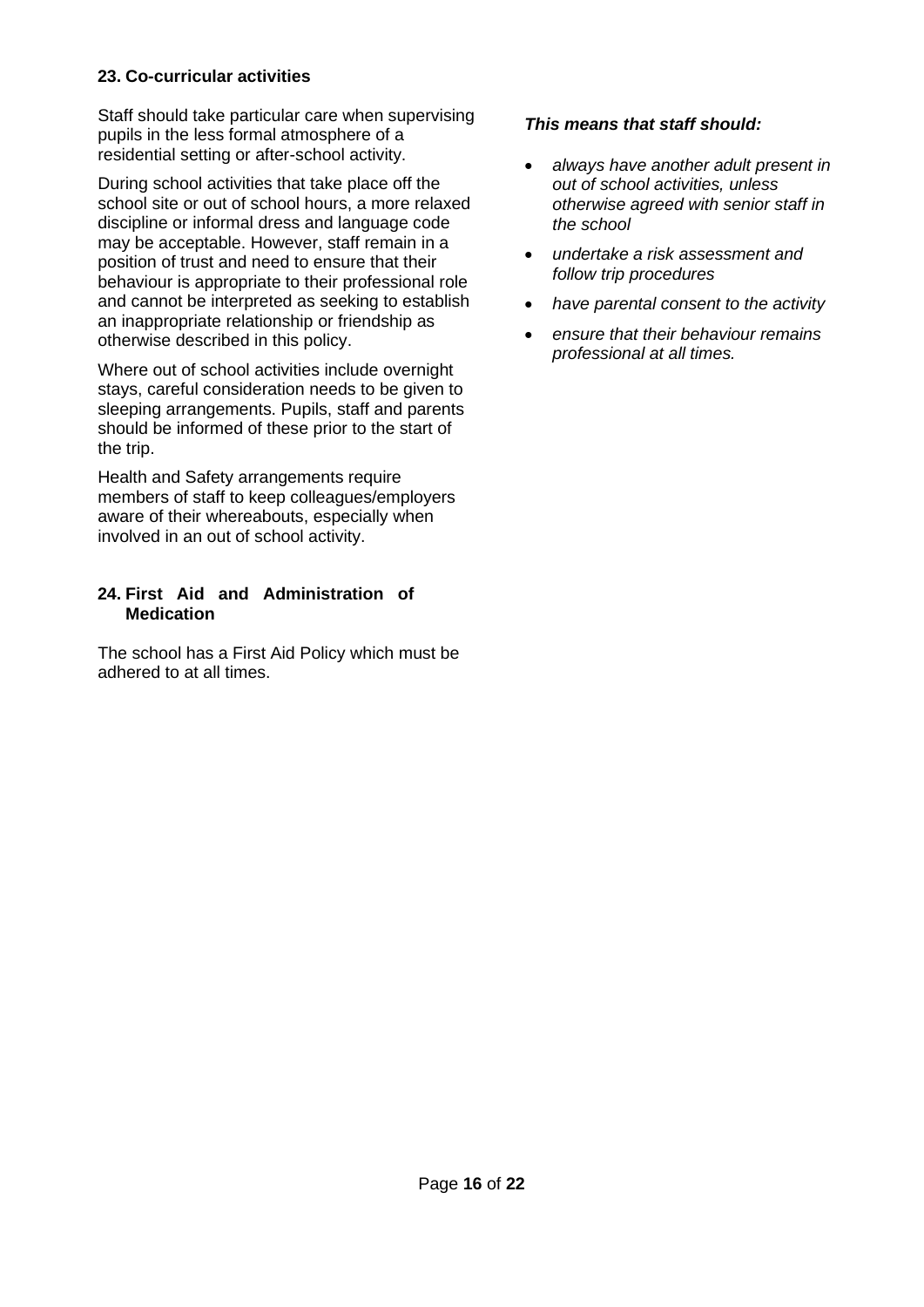## 23. Co-curricular activities

Staff should take particular care when supervising pupils in the less formal atmosphere of a residential setting or after-school activity.

During school activities that take place off the school site or out of school hours, a more relaxed discipline or informal dress and language code may be acceptable. However, staff remain in a position of trust and need to ensure that their behaviour is appropriate to their professional role and cannot be interpreted as seeking to establish an inappropriate relationship or friendship as otherwise described in this policy.

Where out of school activities include overnight stays, careful consideration needs to be given to sleeping arrangements. Pupils, staff and parents should be informed of these prior to the start of the trip.

Health and Safety arrangements require members of staff to keep colleagues/employers aware of their whereabouts, especially when involved in an out of school activity.

***This means that staff should:***

- *always have another adult present in out of school activities, unless otherwise agreed with senior staff in the school*
- *undertake a risk assessment and follow trip procedures*
- *have parental consent to the activity*
- *ensure that their behaviour remains professional at all times.*

## 24. First Aid and Administration of Medication

The school has a First Aid Policy which must be adhered to at all times.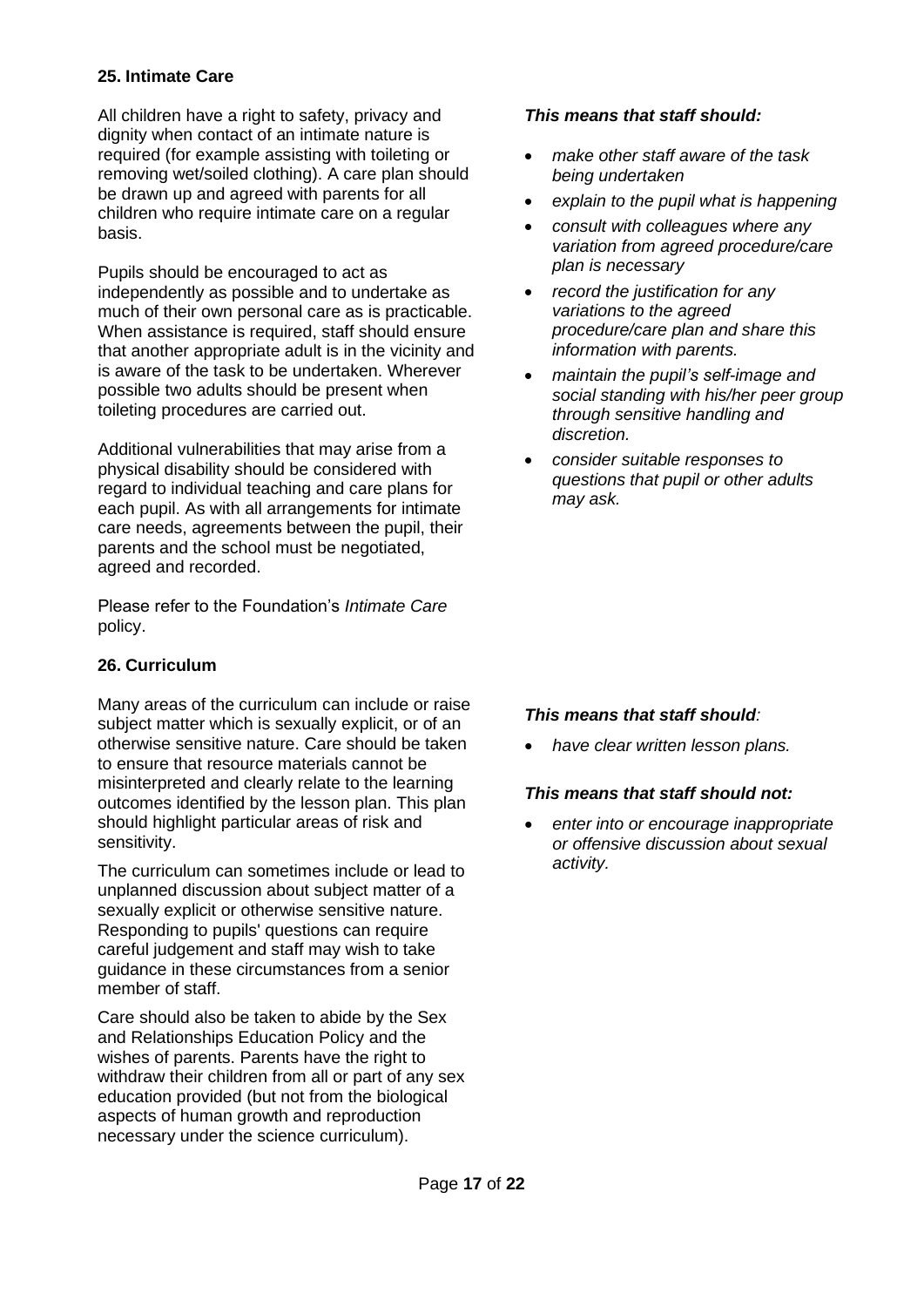### 25. Intimate Care

All children have a right to safety, privacy and dignity when contact of an intimate nature is required (for example assisting with toileting or removing wet/soiled clothing). A care plan should be drawn up and agreed with parents for all children who require intimate care on a regular basis.

Pupils should be encouraged to act as independently as possible and to undertake as much of their own personal care as is practicable. When assistance is required, staff should ensure that another appropriate adult is in the vicinity and is aware of the task to be undertaken. Wherever possible two adults should be present when toileting procedures are carried out.

Additional vulnerabilities that may arise from a physical disability should be considered with regard to individual teaching and care plans for each pupil. As with all arrangements for intimate care needs, agreements between the pupil, their parents and the school must be negotiated, agreed and recorded.

Please refer to the Foundation's *Intimate Care* policy.

***This means that staff should:***

- *make other staff aware of the task being undertaken*
- *explain to the pupil what is happening*
- *consult with colleagues where any variation from agreed procedure/care plan is necessary*
- *record the justification for any variations to the agreed procedure/care plan and share this information with parents.*
- *maintain the pupil's self-image and social standing with his/her peer group through sensitive handling and discretion.*
- *consider suitable responses to questions that pupil or other adults may ask.*

### 26. Curriculum

Many areas of the curriculum can include or raise subject matter which is sexually explicit, or of an otherwise sensitive nature. Care should be taken to ensure that resource materials cannot be misinterpreted and clearly relate to the learning outcomes identified by the lesson plan. This plan should highlight particular areas of risk and sensitivity.

The curriculum can sometimes include or lead to unplanned discussion about subject matter of a sexually explicit or otherwise sensitive nature. Responding to pupils' questions can require careful judgement and staff may wish to take guidance in these circumstances from a senior member of staff.

Care should also be taken to abide by the Sex and Relationships Education Policy and the wishes of parents. Parents have the right to withdraw their children from all or part of any sex education provided (but not from the biological aspects of human growth and reproduction necessary under the science curriculum).

***This means that staff should:***

- *have clear written lesson plans.*

***This means that staff should not:***

- *enter into or encourage inappropriate or offensive discussion about sexual activity.*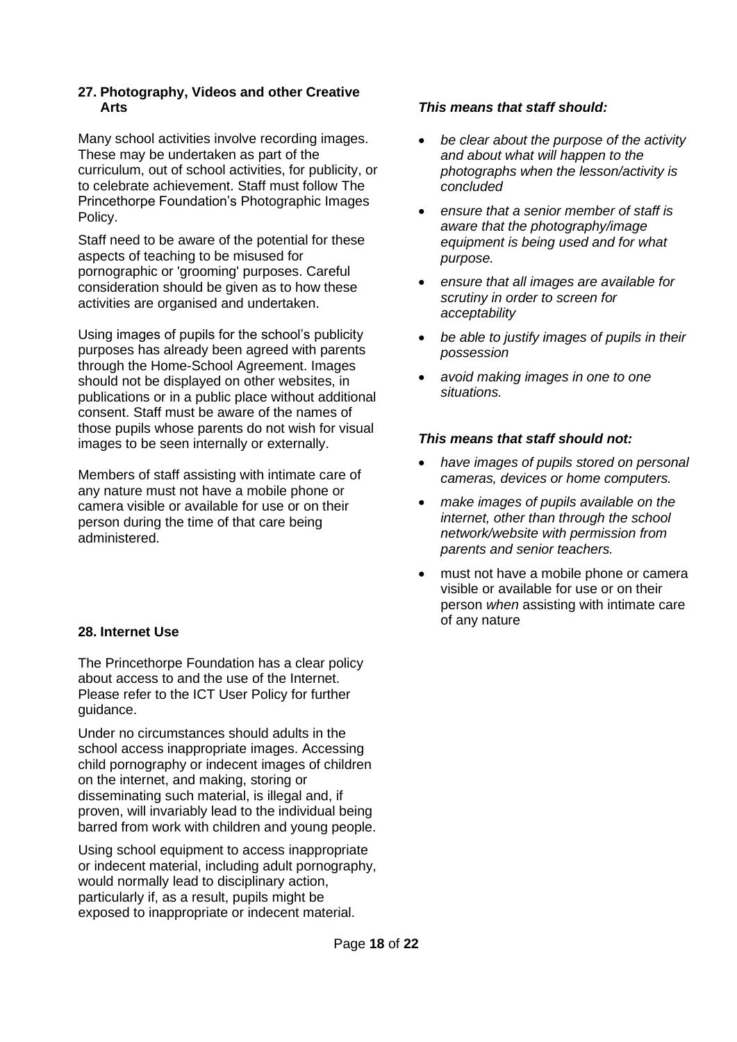## 27. Photography, Videos and other Creative Arts

Many school activities involve recording images. These may be undertaken as part of the curriculum, out of school activities, for publicity, or to celebrate achievement. Staff must follow The Princethorpe Foundation's Photographic Images Policy.

Staff need to be aware of the potential for these aspects of teaching to be misused for pornographic or 'grooming' purposes. Careful consideration should be given as to how these activities are organised and undertaken.

Using images of pupils for the school's publicity purposes has already been agreed with parents through the Home-School Agreement. Images should not be displayed on other websites, in publications or in a public place without additional consent. Staff must be aware of the names of those pupils whose parents do not wish for visual images to be seen internally or externally.

Members of staff assisting with intimate care of any nature must not have a mobile phone or camera visible or available for use or on their person during the time of that care being administered.

***This means that staff should:***

- *be clear about the purpose of the activity and about what will happen to the photographs when the lesson/activity is concluded*
- *ensure that a senior member of staff is aware that the photography/image equipment is being used and for what purpose.*
- *ensure that all images are available for scrutiny in order to screen for acceptability*
- *be able to justify images of pupils in their possession*
- *avoid making images in one to one situations.*

***This means that staff should not:***

- *have images of pupils stored on personal cameras, devices or home computers.*
- *make images of pupils available on the internet, other than through the school network/website with permission from parents and senior teachers.*
- must not have a mobile phone or camera visible or available for use or on their person *when* assisting with intimate care of any nature

## 28. Internet Use

The Princethorpe Foundation has a clear policy about access to and the use of the Internet. Please refer to the ICT User Policy for further guidance.

Under no circumstances should adults in the school access inappropriate images. Accessing child pornography or indecent images of children on the internet, and making, storing or disseminating such material, is illegal and, if proven, will invariably lead to the individual being barred from work with children and young people.

Using school equipment to access inappropriate or indecent material, including adult pornography, would normally lead to disciplinary action, particularly if, as a result, pupils might be exposed to inappropriate or indecent material.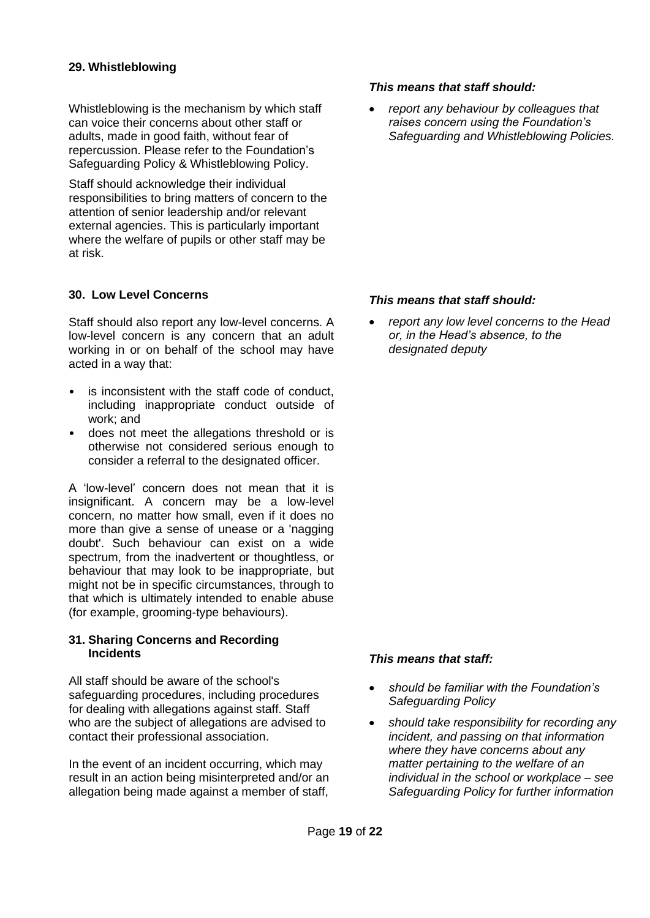### 29. Whistleblowing

Whistleblowing is the mechanism by which staff can voice their concerns about other staff or adults, made in good faith, without fear of repercussion. Please refer to the Foundation's Safeguarding Policy & Whistleblowing Policy.

Staff should acknowledge their individual responsibilities to bring matters of concern to the attention of senior leadership and/or relevant external agencies. This is particularly important where the welfare of pupils or other staff may be at risk.

***This means that staff should:***

- *report any behaviour by colleagues that raises concern using the Foundation's Safeguarding and Whistleblowing Policies.*

### 30. Low Level Concerns

Staff should also report any low-level concerns. A low-level concern is any concern that an adult working in or on behalf of the school may have acted in a way that:

- is inconsistent with the staff code of conduct, including inappropriate conduct outside of work; and
- does not meet the allegations threshold or is otherwise not considered serious enough to consider a referral to the designated officer.

A 'low-level' concern does not mean that it is insignificant. A concern may be a low-level concern, no matter how small, even if it does no more than give a sense of unease or a 'nagging doubt'. Such behaviour can exist on a wide spectrum, from the inadvertent or thoughtless, or behaviour that may look to be inappropriate, but might not be in specific circumstances, through to that which is ultimately intended to enable abuse (for example, grooming-type behaviours).

***This means that staff should:***

- *report any low level concerns to the Head or, in the Head's absence, to the designated deputy*

### 31. Sharing Concerns and Recording Incidents

All staff should be aware of the school's safeguarding procedures, including procedures for dealing with allegations against staff. Staff who are the subject of allegations are advised to contact their professional association.

In the event of an incident occurring, which may result in an action being misinterpreted and/or an allegation being made against a member of staff,

***This means that staff:***

- *should be familiar with the Foundation's Safeguarding Policy*
- *should take responsibility for recording any incident, and passing on that information where they have concerns about any matter pertaining to the welfare of an individual in the school or workplace – see Safeguarding Policy for further information*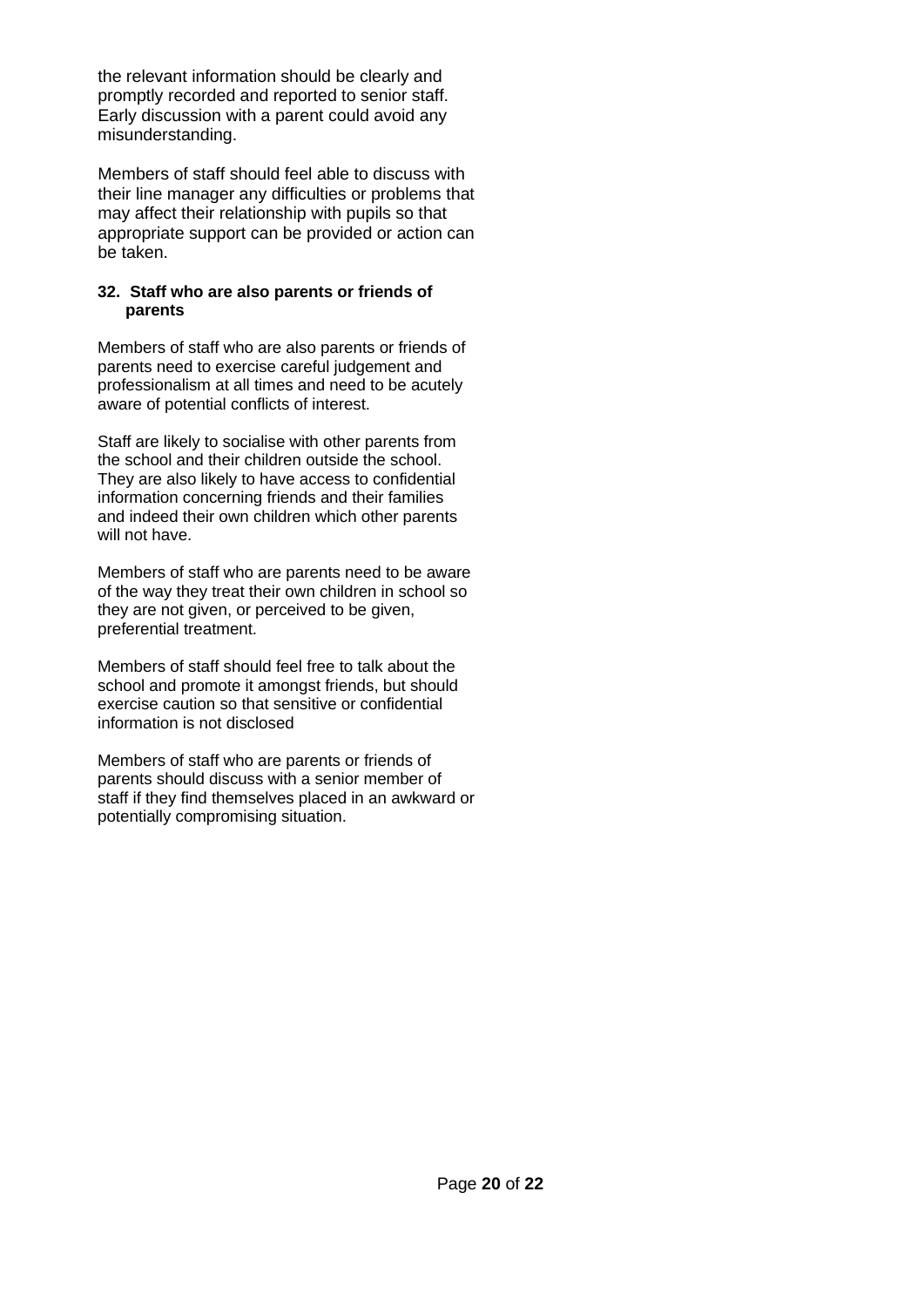the relevant information should be clearly and promptly recorded and reported to senior staff. Early discussion with a parent could avoid any misunderstanding.

Members of staff should feel able to discuss with their line manager any difficulties or problems that may affect their relationship with pupils so that appropriate support can be provided or action can be taken.

### 32. Staff who are also parents or friends of parents

Members of staff who are also parents or friends of parents need to exercise careful judgement and professionalism at all times and need to be acutely aware of potential conflicts of interest.

Staff are likely to socialise with other parents from the school and their children outside the school. They are also likely to have access to confidential information concerning friends and their families and indeed their own children which other parents will not have.

Members of staff who are parents need to be aware of the way they treat their own children in school so they are not given, or perceived to be given, preferential treatment.

Members of staff should feel free to talk about the school and promote it amongst friends, but should exercise caution so that sensitive or confidential information is not disclosed

Members of staff who are parents or friends of parents should discuss with a senior member of staff if they find themselves placed in an awkward or potentially compromising situation.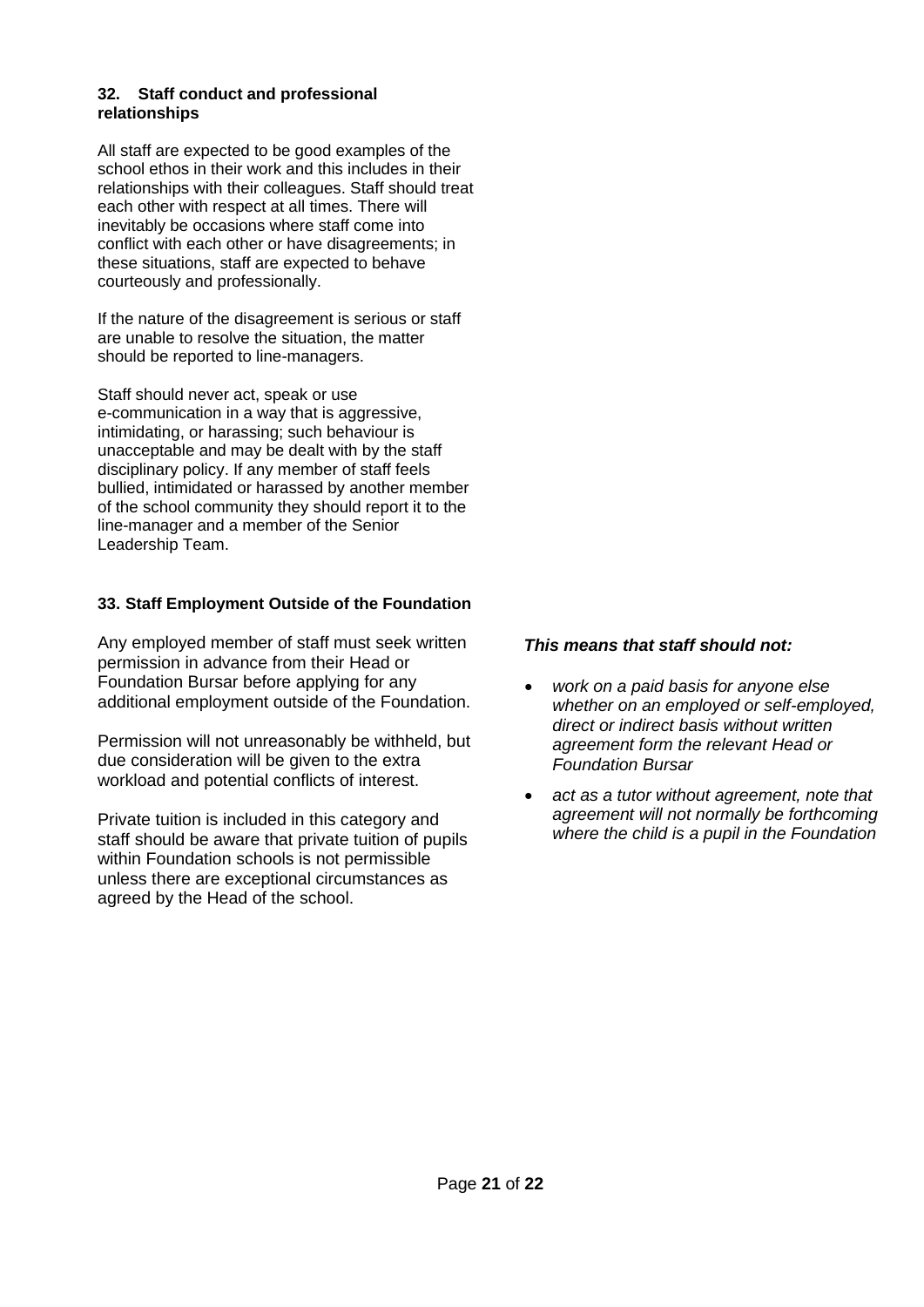### 32. Staff conduct and professional relationships

All staff are expected to be good examples of the school ethos in their work and this includes in their relationships with their colleagues. Staff should treat each other with respect at all times. There will inevitably be occasions where staff come into conflict with each other or have disagreements; in these situations, staff are expected to behave courteously and professionally.

If the nature of the disagreement is serious or staff are unable to resolve the situation, the matter should be reported to line-managers.

Staff should never act, speak or use e-communication in a way that is aggressive, intimidating, or harassing; such behaviour is unacceptable and may be dealt with by the staff disciplinary policy. If any member of staff feels bullied, intimidated or harassed by another member of the school community they should report it to the line-manager and a member of the Senior Leadership Team.

### 33. Staff Employment Outside of the Foundation

Any employed member of staff must seek written permission in advance from their Head or Foundation Bursar before applying for any additional employment outside of the Foundation.

Permission will not unreasonably be withheld, but due consideration will be given to the extra workload and potential conflicts of interest.

Private tuition is included in this category and staff should be aware that private tuition of pupils within Foundation schools is not permissible unless there are exceptional circumstances as agreed by the Head of the school.

***This means that staff should not:***

- *work on a paid basis for anyone else whether on an employed or self-employed, direct or indirect basis without written agreement form the relevant Head or Foundation Bursar*
- *act as a tutor without agreement, note that agreement will not normally be forthcoming where the child is a pupil in the Foundation*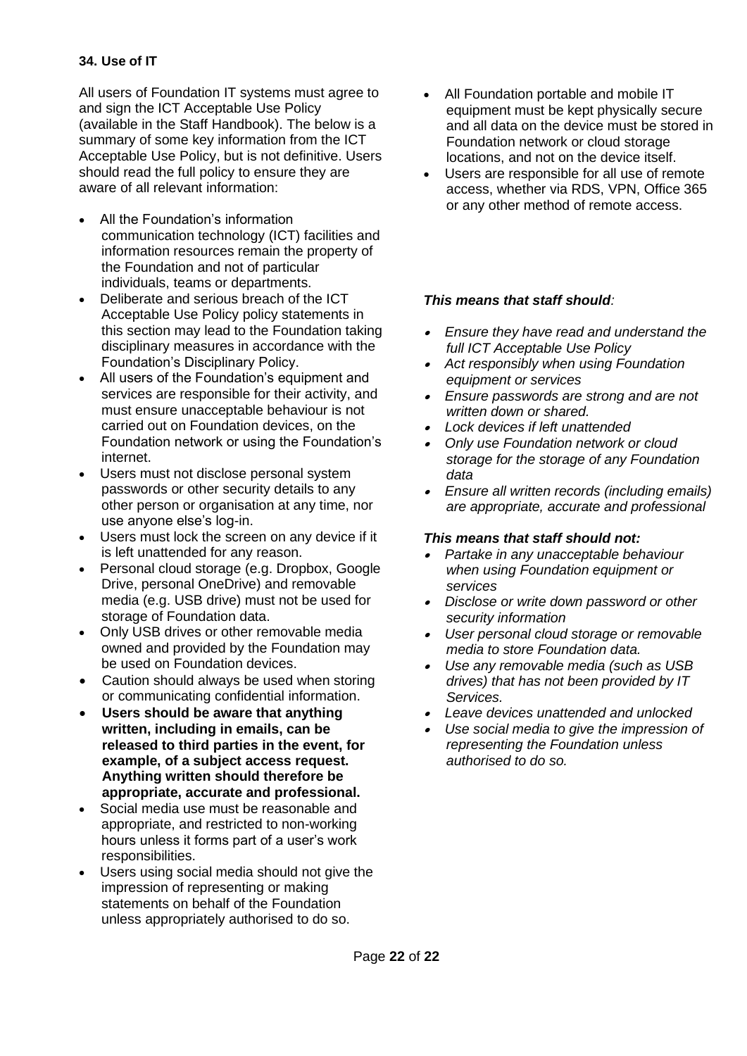**34. Use of IT**

All users of Foundation IT systems must agree to and sign the ICT Acceptable Use Policy (available in the Staff Handbook). The below is a summary of some key information from the ICT Acceptable Use Policy, but is not definitive. Users should read the full policy to ensure they are aware of all relevant information:

- All the Foundation's information communication technology (ICT) facilities and information resources remain the property of the Foundation and not of particular individuals, teams or departments.
- Deliberate and serious breach of the ICT Acceptable Use Policy policy statements in this section may lead to the Foundation taking disciplinary measures in accordance with the Foundation's Disciplinary Policy.
- All users of the Foundation's equipment and services are responsible for their activity, and must ensure unacceptable behaviour is not carried out on Foundation devices, on the Foundation network or using the Foundation's internet.
- Users must not disclose personal system passwords or other security details to any other person or organisation at any time, nor use anyone else's log-in.
- Users must lock the screen on any device if it is left unattended for any reason.
- Personal cloud storage (e.g. Dropbox, Google Drive, personal OneDrive) and removable media (e.g. USB drive) must not be used for storage of Foundation data.
- Only USB drives or other removable media owned and provided by the Foundation may be used on Foundation devices.
- Caution should always be used when storing or communicating confidential information.
- **Users should be aware that anything written, including in emails, can be released to third parties in the event, for example, of a subject access request. Anything written should therefore be appropriate, accurate and professional.**
- Social media use must be reasonable and appropriate, and restricted to non-working hours unless it forms part of a user's work responsibilities.
- Users using social media should not give the impression of representing or making statements on behalf of the Foundation unless appropriately authorised to do so.
- All Foundation portable and mobile IT equipment must be kept physically secure and all data on the device must be stored in Foundation network or cloud storage locations, and not on the device itself.
- Users are responsible for all use of remote access, whether via RDS, VPN, Office 365 or any other method of remote access.

***This means that staff should:***

- *Ensure they have read and understand the full ICT Acceptable Use Policy*
- *Act responsibly when using Foundation equipment or services*
- *Ensure passwords are strong and are not written down or shared.*
- *Lock devices if left unattended*
- *Only use Foundation network or cloud storage for the storage of any Foundation data*
- *Ensure all written records (including emails) are appropriate, accurate and professional*

***This means that staff should not:***

- *Partake in any unacceptable behaviour when using Foundation equipment or services*
- *Disclose or write down password or other security information*
- *User personal cloud storage or removable media to store Foundation data.*
- *Use any removable media (such as USB drives) that has not been provided by IT Services.*
- *Leave devices unattended and unlocked*
- *Use social media to give the impression of representing the Foundation unless authorised to do so.*